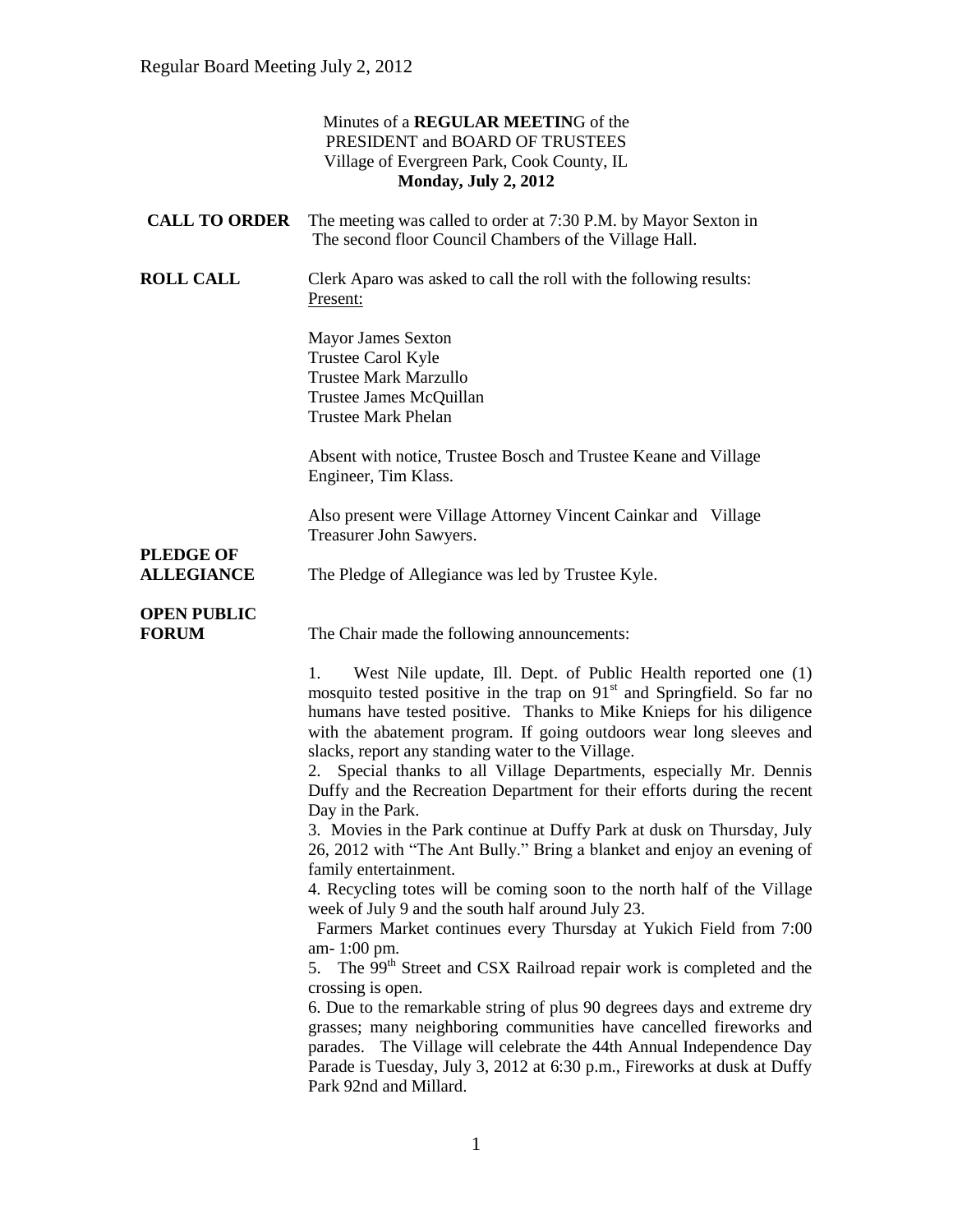Minutes of a **REGULAR MEETIN**G of the
PRESIDENT and BOARD OF TRUSTEES
Village of Evergreen Park, Cook County, IL
**Monday, July 2, 2012**

**CALL TO ORDER** The meeting was called to order at 7:30 P.M. by Mayor Sexton in The second floor Council Chambers of the Village Hall.

**ROLL CALL** Clerk Aparo was asked to call the roll with the following results:
Present:

Mayor James Sexton
Trustee Carol Kyle
Trustee Mark Marzullo
Trustee James McQuillan
Trustee Mark Phelan

Absent with notice, Trustee Bosch and Trustee Keane and Village Engineer, Tim Klass.

Also present were Village Attorney Vincent Cainkar and Village Treasurer John Sawyers.

**PLEDGE OF ALLEGIANCE** The Pledge of Allegiance was led by Trustee Kyle.

**OPEN PUBLIC FORUM** The Chair made the following announcements:

1. West Nile update, Ill. Dept. of Public Health reported one (1) mosquito tested positive in the trap on 91st and Springfield. So far no humans have tested positive. Thanks to Mike Knieps for his diligence with the abatement program. If going outdoors wear long sleeves and slacks, report any standing water to the Village.
2. Special thanks to all Village Departments, especially Mr. Dennis Duffy and the Recreation Department for their efforts during the recent Day in the Park.
3. Movies in the Park continue at Duffy Park at dusk on Thursday, July 26, 2012 with "The Ant Bully." Bring a blanket and enjoy an evening of family entertainment.
4. Recycling totes will be coming soon to the north half of the Village week of July 9 and the south half around July 23.
Farmers Market continues every Thursday at Yukich Field from 7:00 am- 1:00 pm.
5. The 99th Street and CSX Railroad repair work is completed and the crossing is open.
6. Due to the remarkable string of plus 90 degrees days and extreme dry grasses; many neighboring communities have cancelled fireworks and parades. The Village will celebrate the 44th Annual Independence Day Parade is Tuesday, July 3, 2012 at 6:30 p.m., Fireworks at dusk at Duffy Park 92nd and Millard.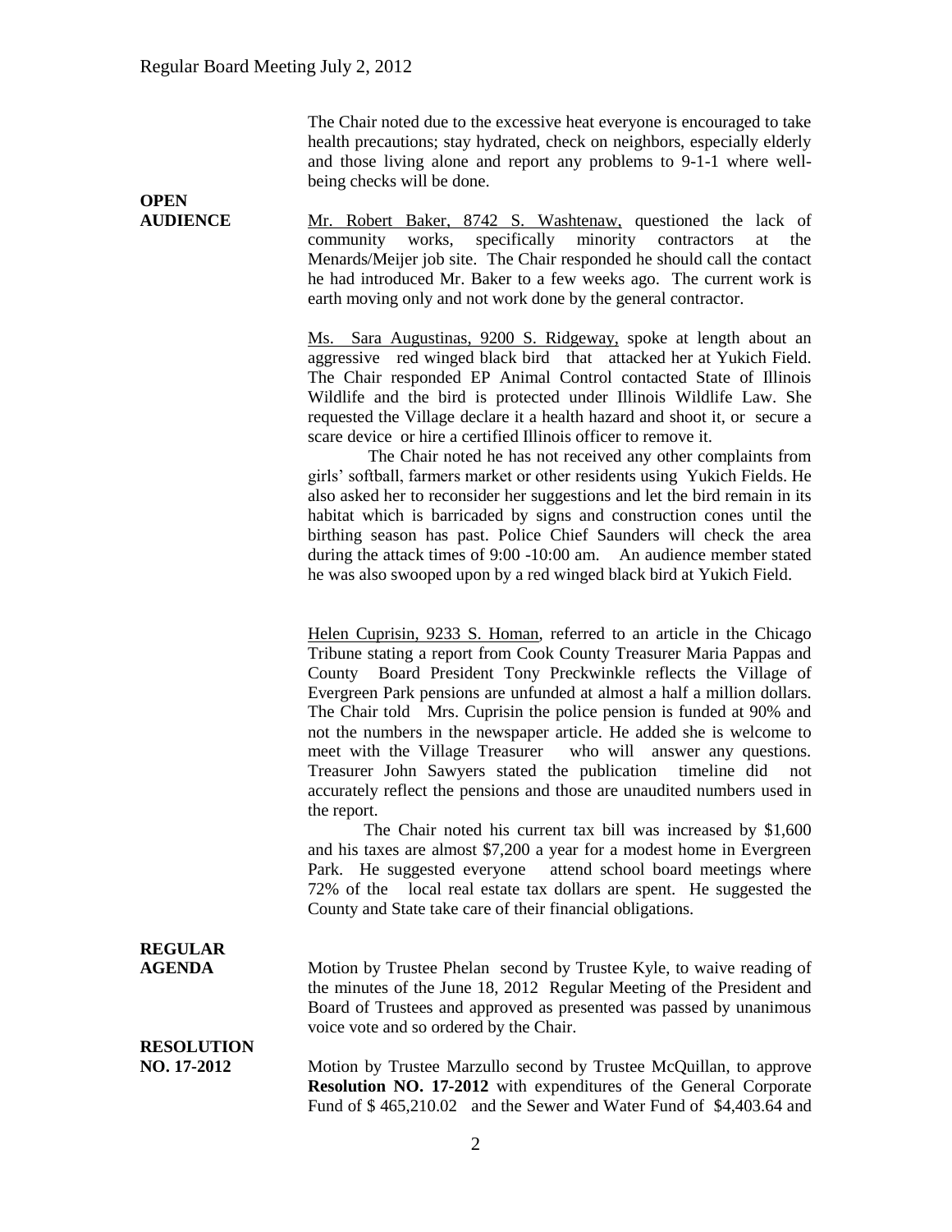The Chair noted due to the excessive heat everyone is encouraged to take health precautions; stay hydrated, check on neighbors, especially elderly and those living alone and report any problems to 9-1-1 where well-being checks will be done.

**OPEN AUDIENCE**

Mr. Robert Baker, 8742 S. Washtenaw, questioned the lack of community works, specifically minority contractors at the Menards/Meijer job site. The Chair responded he should call the contact he had introduced Mr. Baker to a few weeks ago. The current work is earth moving only and not work done by the general contractor.

Ms. Sara Augustinas, 9200 S. Ridgeway, spoke at length about an aggressive red winged black bird that attacked her at Yukich Field. The Chair responded EP Animal Control contacted State of Illinois Wildlife and the bird is protected under Illinois Wildlife Law. She requested the Village declare it a health hazard and shoot it, or secure a scare device or hire a certified Illinois officer to remove it.

The Chair noted he has not received any other complaints from girls' softball, farmers market or other residents using Yukich Fields. He also asked her to reconsider her suggestions and let the bird remain in its habitat which is barricaded by signs and construction cones until the birthing season has past. Police Chief Saunders will check the area during the attack times of 9:00 -10:00 am. An audience member stated he was also swooped upon by a red winged black bird at Yukich Field.

Helen Cuprisin, 9233 S. Homan, referred to an article in the Chicago Tribune stating a report from Cook County Treasurer Maria Pappas and County Board President Tony Preckwinkle reflects the Village of Evergreen Park pensions are unfunded at almost a half a million dollars. The Chair told Mrs. Cuprisin the police pension is funded at 90% and not the numbers in the newspaper article. He added she is welcome to meet with the Village Treasurer who will answer any questions. Treasurer John Sawyers stated the publication timeline did not accurately reflect the pensions and those are unaudited numbers used in the report.

The Chair noted his current tax bill was increased by $1,600 and his taxes are almost $7,200 a year for a modest home in Evergreen Park. He suggested everyone attend school board meetings where 72% of the local real estate tax dollars are spent. He suggested the County and State take care of their financial obligations.

**REGULAR AGENDA**

Motion by Trustee Phelan second by Trustee Kyle, to waive reading of the minutes of the June 18, 2012 Regular Meeting of the President and Board of Trustees and approved as presented was passed by unanimous voice vote and so ordered by the Chair.

**RESOLUTION NO. 17-2012**

Motion by Trustee Marzullo second by Trustee McQuillan, to approve **Resolution NO. 17-2012** with expenditures of the General Corporate Fund of $ 465,210.02 and the Sewer and Water Fund of $4,403.64 and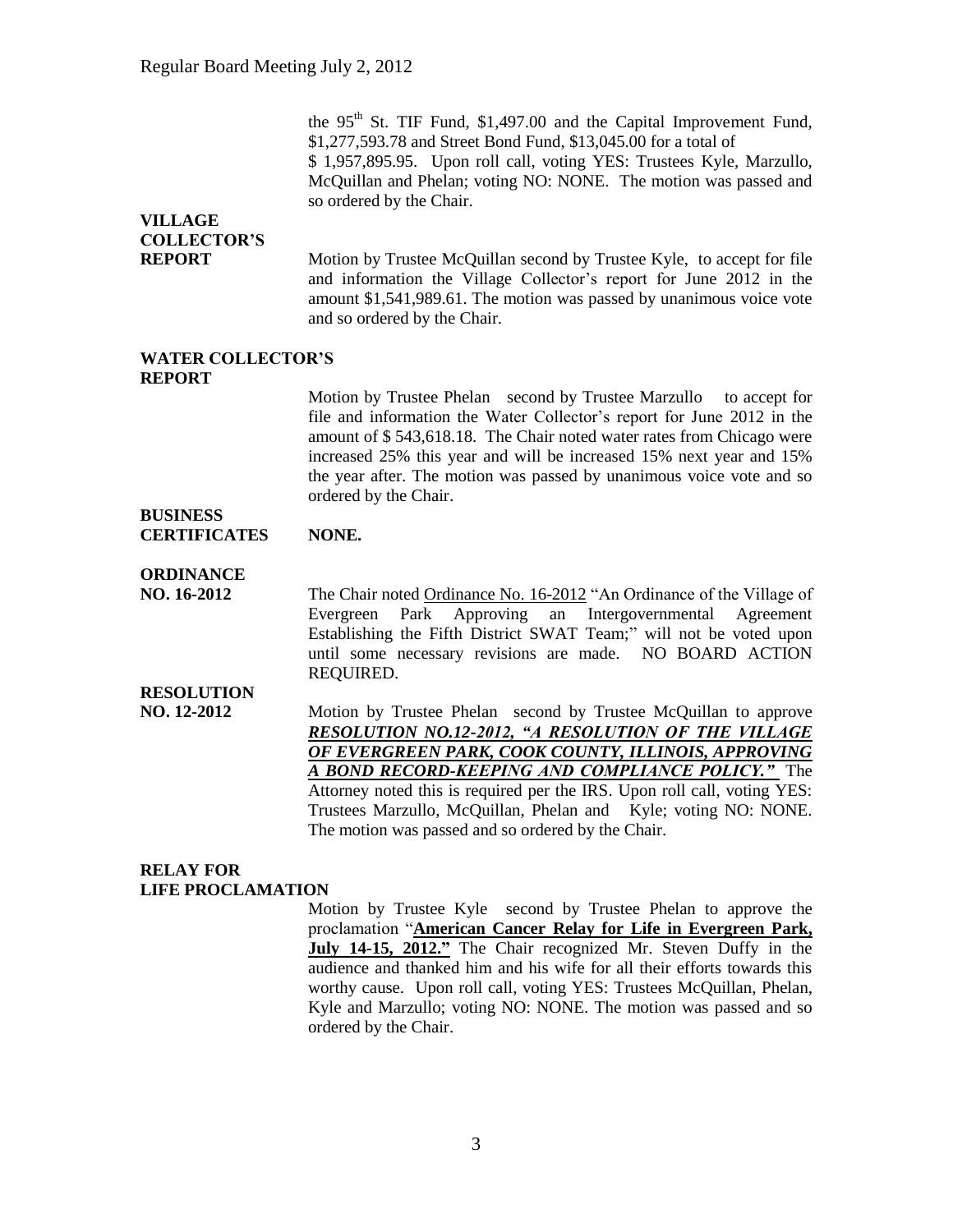the 95th St. TIF Fund, $1,497.00 and the Capital Improvement Fund, $1,277,593.78 and Street Bond Fund, $13,045.00 for a total of $ 1,957,895.95. Upon roll call, voting YES: Trustees Kyle, Marzullo, McQuillan and Phelan; voting NO: NONE. The motion was passed and so ordered by the Chair.

**VILLAGE COLLECTOR'S REPORT**

Motion by Trustee McQuillan second by Trustee Kyle, to accept for file and information the Village Collector's report for June 2012 in the amount $1,541,989.61. The motion was passed by unanimous voice vote and so ordered by the Chair.

**WATER COLLECTOR'S REPORT**

Motion by Trustee Phelan second by Trustee Marzullo to accept for file and information the Water Collector's report for June 2012 in the amount of $ 543,618.18. The Chair noted water rates from Chicago were increased 25% this year and will be increased 15% next year and 15% the year after. The motion was passed by unanimous voice vote and so ordered by the Chair.

**BUSINESS CERTIFICATES** **NONE.**

**ORDINANCE NO. 16-2012**

The Chair noted Ordinance No. 16-2012 "An Ordinance of the Village of Evergreen Park Approving an Intergovernmental Agreement Establishing the Fifth District SWAT Team;" will not be voted upon until some necessary revisions are made. NO BOARD ACTION REQUIRED.

**RESOLUTION NO. 12-2012**

Motion by Trustee Phelan second by Trustee McQuillan to approve ***RESOLUTION NO.12-2012, "A RESOLUTION OF THE VILLAGE OF EVERGREEN PARK, COOK COUNTY, ILLINOIS, APPROVING A BOND RECORD-KEEPING AND COMPLIANCE POLICY."*** The Attorney noted this is required per the IRS. Upon roll call, voting YES: Trustees Marzullo, McQuillan, Phelan and Kyle; voting NO: NONE. The motion was passed and so ordered by the Chair.

**RELAY FOR LIFE PROCLAMATION**

Motion by Trustee Kyle second by Trustee Phelan to approve the proclamation "**American Cancer Relay for Life in Evergreen Park, July 14-15, 2012.**" The Chair recognized Mr. Steven Duffy in the audience and thanked him and his wife for all their efforts towards this worthy cause. Upon roll call, voting YES: Trustees McQuillan, Phelan, Kyle and Marzullo; voting NO: NONE. The motion was passed and so ordered by the Chair.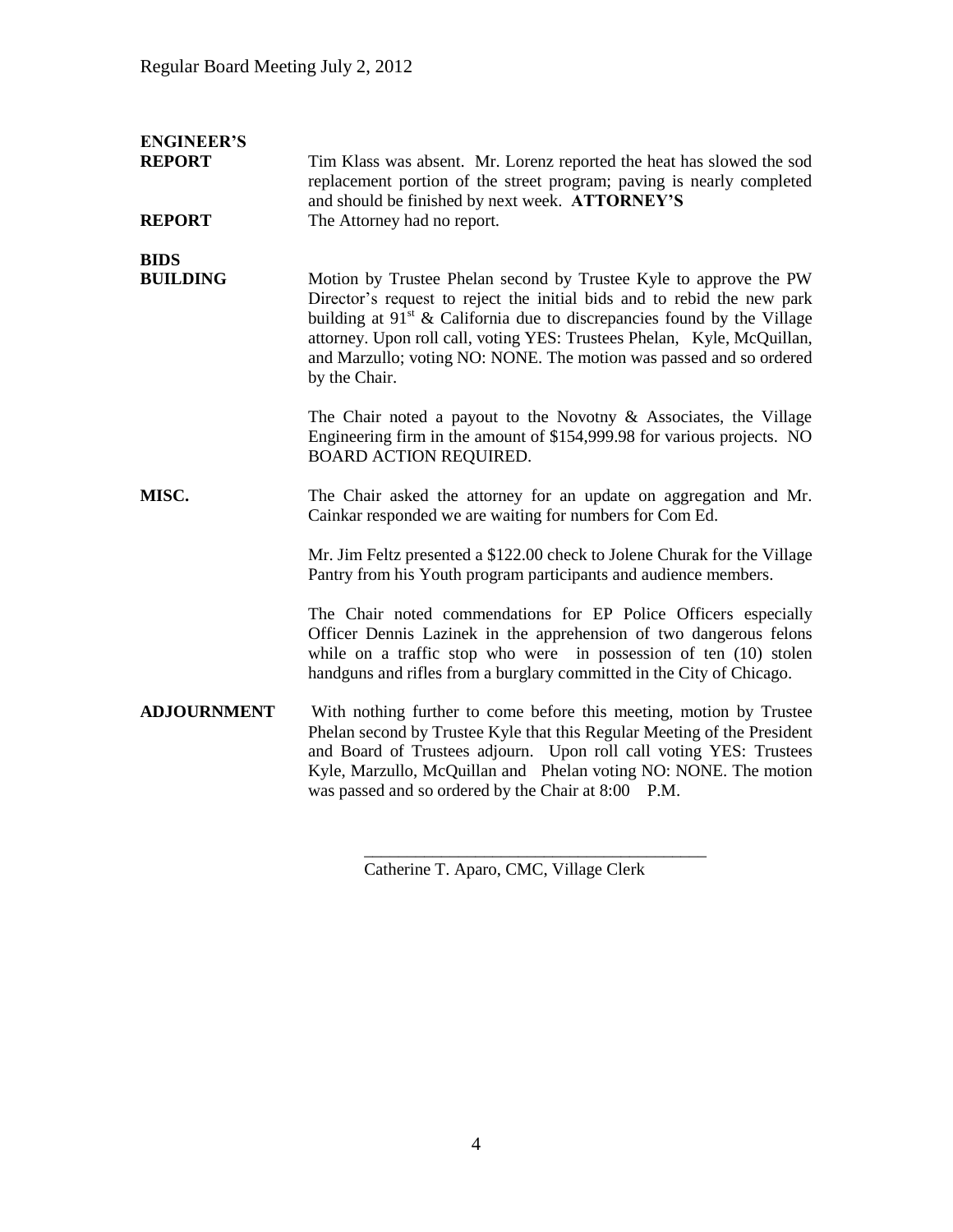**ENGINEER'S REPORT** Tim Klass was absent. Mr. Lorenz reported the heat has slowed the sod replacement portion of the street program; paving is nearly completed and should be finished by next week.

**ATTORNEY'S REPORT** The Attorney had no report.

**BIDS BUILDING** Motion by Trustee Phelan second by Trustee Kyle to approve the PW Director's request to reject the initial bids and to rebid the new park building at 91st & California due to discrepancies found by the Village attorney. Upon roll call, voting YES: Trustees Phelan, Kyle, McQuillan, and Marzullo; voting NO: NONE. The motion was passed and so ordered by the Chair.

The Chair noted a payout to the Novotny & Associates, the Village Engineering firm in the amount of $154,999.98 for various projects. NO BOARD ACTION REQUIRED.

**MISC.** The Chair asked the attorney for an update on aggregation and Mr. Cainkar responded we are waiting for numbers for Com Ed.

Mr. Jim Feltz presented a $122.00 check to Jolene Churak for the Village Pantry from his Youth program participants and audience members.

The Chair noted commendations for EP Police Officers especially Officer Dennis Lazinek in the apprehension of two dangerous felons while on a traffic stop who were in possession of ten (10) stolen handguns and rifles from a burglary committed in the City of Chicago.

**ADJOURNMENT** With nothing further to come before this meeting, motion by Trustee Phelan second by Trustee Kyle that this Regular Meeting of the President and Board of Trustees adjourn. Upon roll call voting YES: Trustees Kyle, Marzullo, McQuillan and Phelan voting NO: NONE. The motion was passed and so ordered by the Chair at 8:00 P.M.

\_\_\_\_\_\_\_\_\_\_\_\_\_\_\_\_\_\_\_\_\_\_\_\_\_\_\_\_\_\_\_\_\_\_\_\_\_\_\_\_

Catherine T. Aparo, CMC, Village Clerk